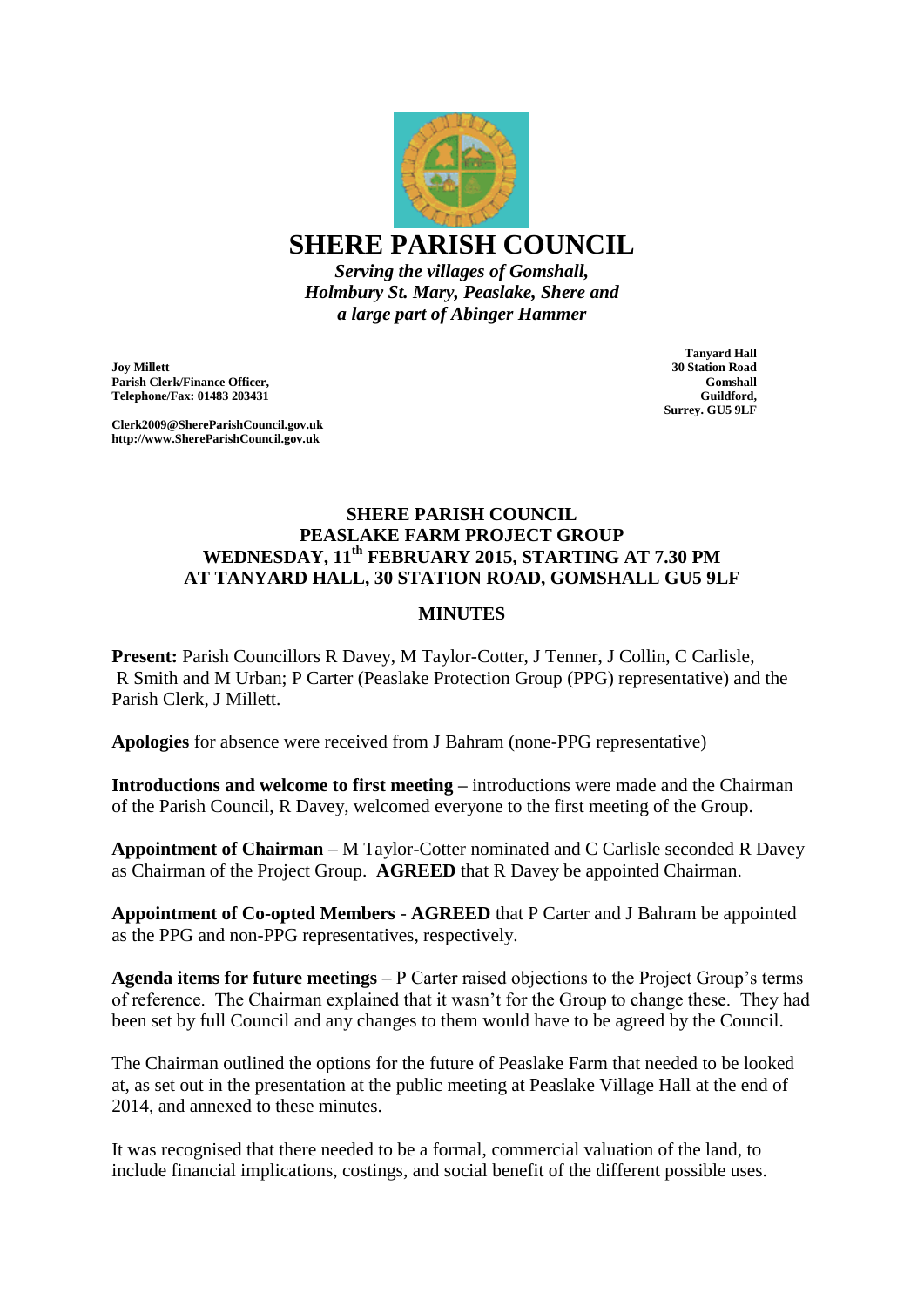# SHERE PARISH COUNCIL

*Serving the villages of Gomshall, Holmbury St. Mary, Peaslake, Shere and a large part of Abinger Hammer*

**Joy Millett**
**Parish Clerk/Finance Officer,**
**Telephone/Fax: 01483 203431**

**Clerk2009@ShereParishCouncil.gov.uk**
**http://www.ShereParishCouncil.gov.uk**

**Tanyard Hall**
**30 Station Road**
**Gomshall**
**Guildford,**
**Surrey. GU5 9LF**

## SHERE PARISH COUNCIL
## PEASLAKE FARM PROJECT GROUP
## WEDNESDAY, 11th FEBRUARY 2015, STARTING AT 7.30 PM
## AT TANYARD HALL, 30 STATION ROAD, GOMSHALL GU5 9LF

### MINUTES

**Present:** Parish Councillors R Davey, M Taylor-Cotter, J Tenner, J Collin, C Carlisle, R Smith and M Urban; P Carter (Peaslake Protection Group (PPG) representative) and the Parish Clerk, J Millett.

**Apologies** for absence were received from J Bahram (none-PPG representative)

**Introductions and welcome to first meeting –** introductions were made and the Chairman of the Parish Council, R Davey, welcomed everyone to the first meeting of the Group.

**Appointment of Chairman** – M Taylor-Cotter nominated and C Carlisle seconded R Davey as Chairman of the Project Group. **AGREED** that R Davey be appointed Chairman.

**Appointment of Co-opted Members** - **AGREED** that P Carter and J Bahram be appointed as the PPG and non-PPG representatives, respectively.

**Agenda items for future meetings** – P Carter raised objections to the Project Group's terms of reference. The Chairman explained that it wasn't for the Group to change these. They had been set by full Council and any changes to them would have to be agreed by the Council.

The Chairman outlined the options for the future of Peaslake Farm that needed to be looked at, as set out in the presentation at the public meeting at Peaslake Village Hall at the end of 2014, and annexed to these minutes.

It was recognised that there needed to be a formal, commercial valuation of the land, to include financial implications, costings, and social benefit of the different possible uses.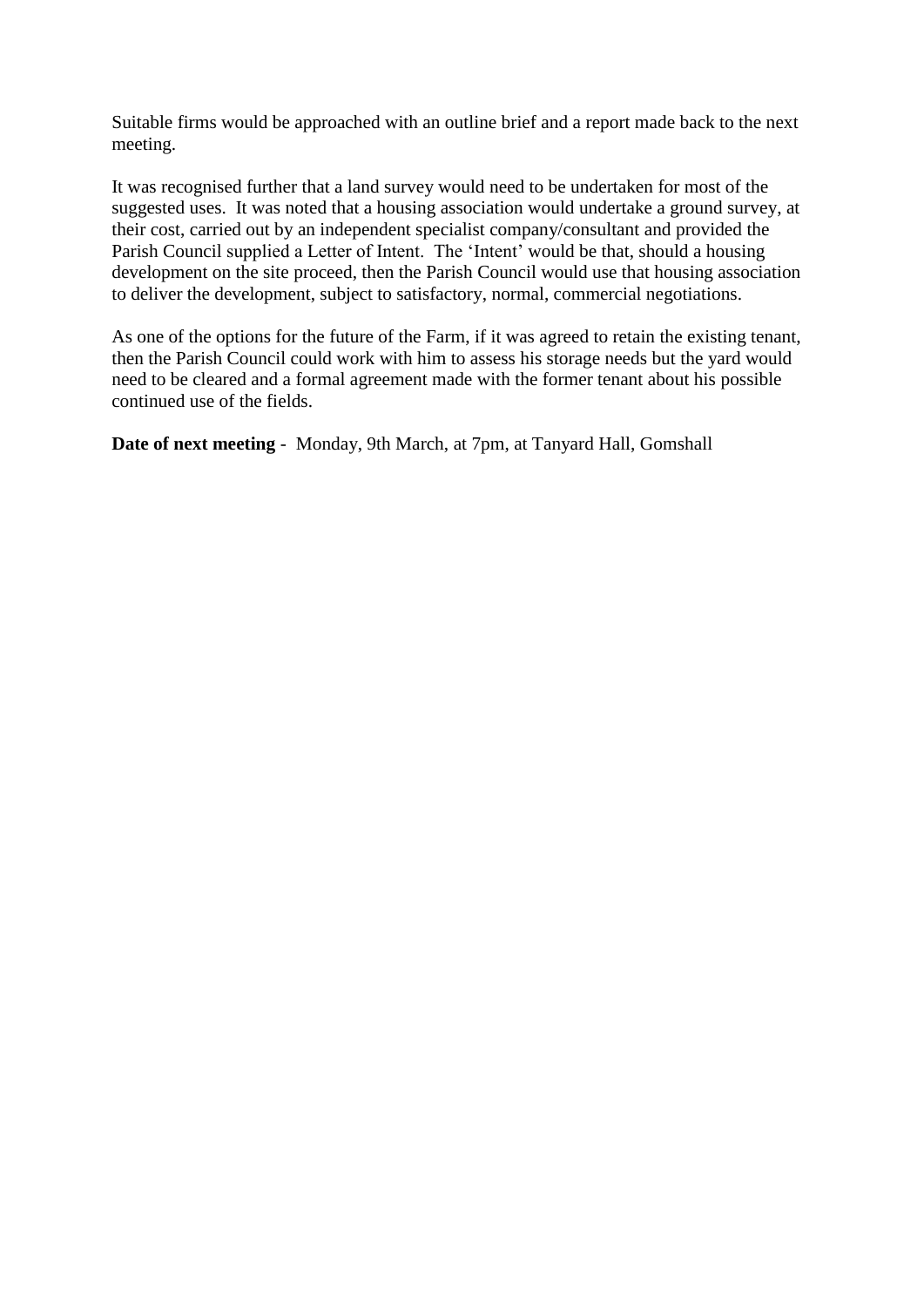Suitable firms would be approached with an outline brief and a report made back to the next meeting.

It was recognised further that a land survey would need to be undertaken for most of the suggested uses. It was noted that a housing association would undertake a ground survey, at their cost, carried out by an independent specialist company/consultant and provided the Parish Council supplied a Letter of Intent. The 'Intent' would be that, should a housing development on the site proceed, then the Parish Council would use that housing association to deliver the development, subject to satisfactory, normal, commercial negotiations.

As one of the options for the future of the Farm, if it was agreed to retain the existing tenant, then the Parish Council could work with him to assess his storage needs but the yard would need to be cleared and a formal agreement made with the former tenant about his possible continued use of the fields.

**Date of next meeting** - Monday, 9th March, at 7pm, at Tanyard Hall, Gomshall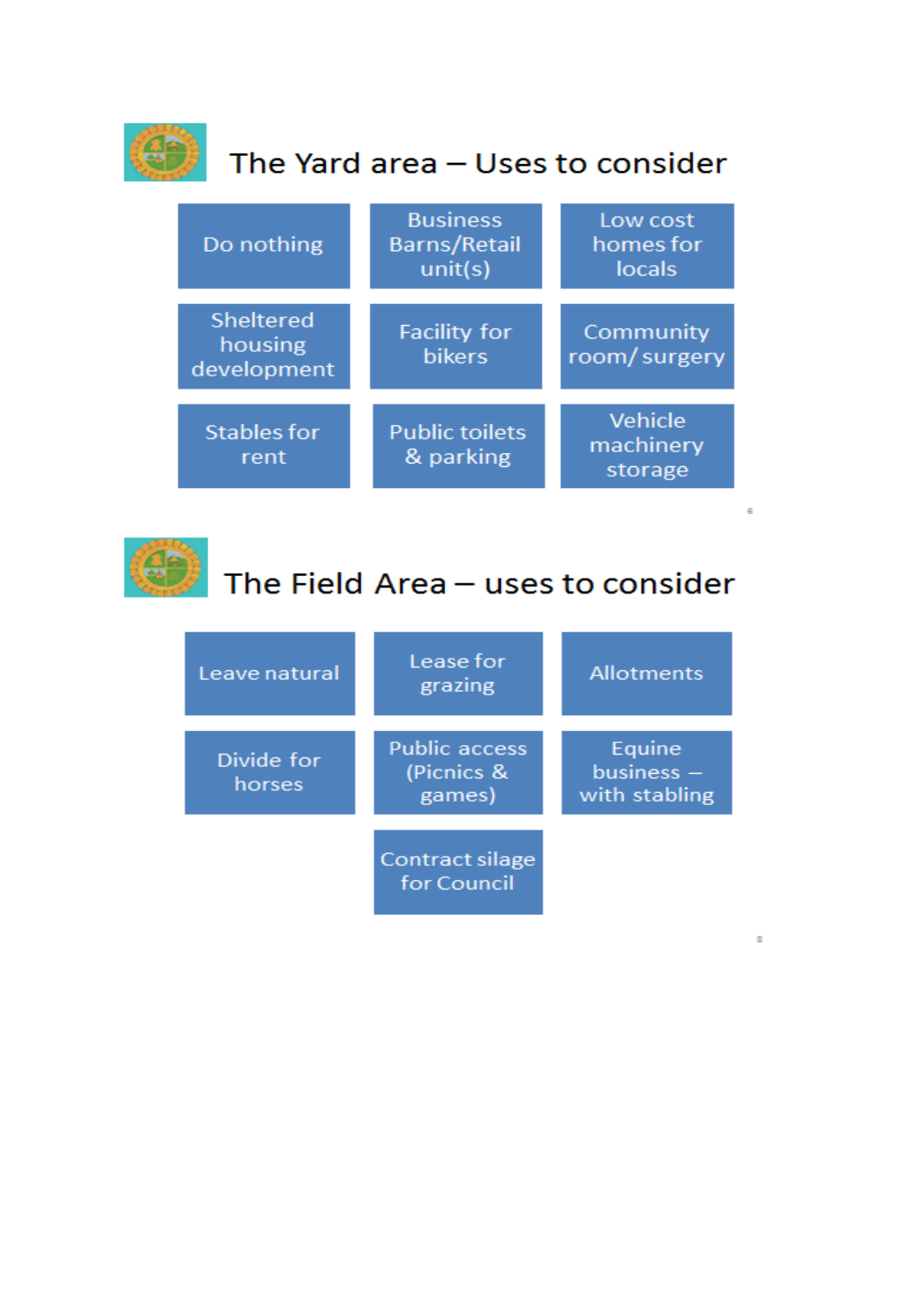## The Yard area – Uses to consider

- Do nothing
- Business Barns/Retail unit(s)
- Low cost homes for locals
- Sheltered housing development
- Facility for bikers
- Community room/ surgery
- Stables for rent
- Public toilets & parking
- Vehicle machinery storage

## The Field Area – uses to consider

- Leave natural
- Lease for grazing
- Allotments
- Divide for horses
- Public access (Picnics & games)
- Equine business – with stabling
- Contract silage for Council